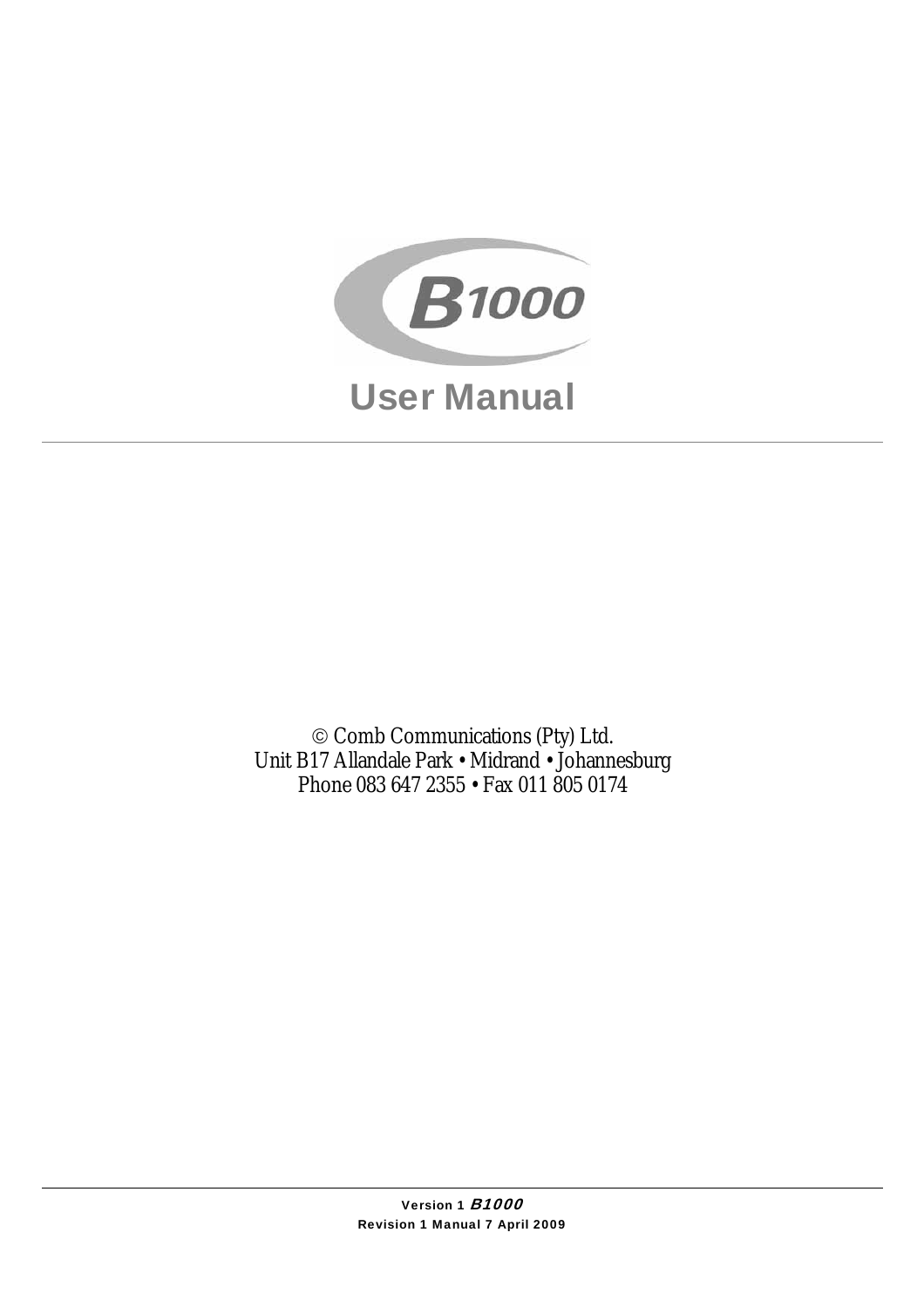# B1000

# User Manual

© Comb Communications (Pty) Ltd.
Unit B17 Allandale Park • Midrand • Johannesburg
Phone 083 647 2355 • Fax 011 805 0174

Version 1 *B1000*
Revision 1 Manual 7 April 2009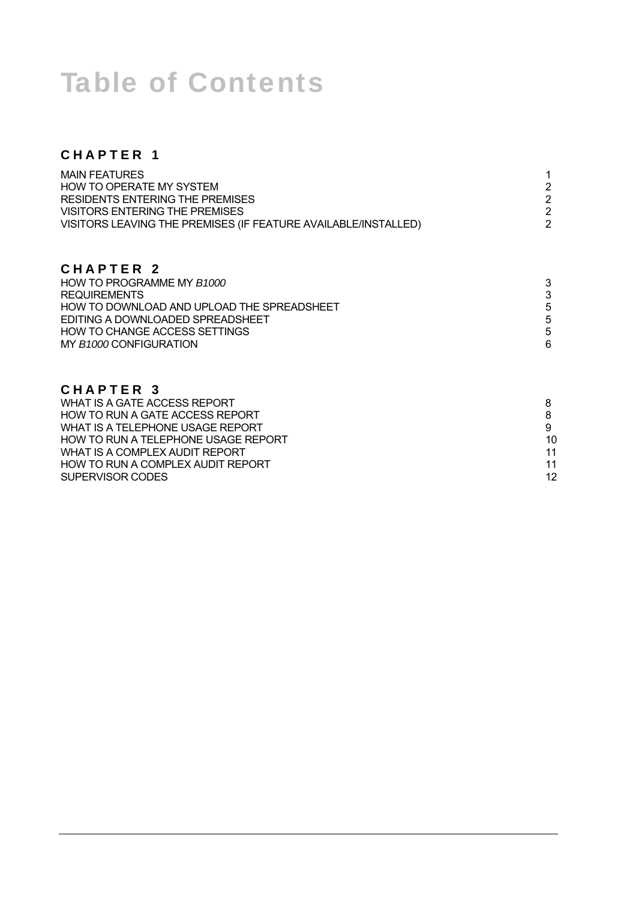# Table of Contents

## CHAPTER 1

| | |
|---|---|
| MAIN FEATURES | 1 |
| HOW TO OPERATE MY SYSTEM | 2 |
| RESIDENTS ENTERING THE PREMISES | 2 |
| VISITORS ENTERING THE PREMISES | 2 |
| VISITORS LEAVING THE PREMISES (IF FEATURE AVAILABLE/INSTALLED) | 2 |

## CHAPTER 2

| | |
|---|---|
| HOW TO PROGRAMME MY *B1000* | 3 |
| REQUIREMENTS | 3 |
| HOW TO DOWNLOAD AND UPLOAD THE SPREADSHEET | 5 |
| EDITING A DOWNLOADED SPREADSHEET | 5 |
| HOW TO CHANGE ACCESS SETTINGS | 5 |
| MY *B1000* CONFIGURATION | 6 |

## CHAPTER 3

| | |
|---|---|
| WHAT IS A GATE ACCESS REPORT | 8 |
| HOW TO RUN A GATE ACCESS REPORT | 8 |
| WHAT IS A TELEPHONE USAGE REPORT | 9 |
| HOW TO RUN A TELEPHONE USAGE REPORT | 10 |
| WHAT IS A COMPLEX AUDIT REPORT | 11 |
| HOW TO RUN A COMPLEX AUDIT REPORT | 11 |
| SUPERVISOR CODES | 12 |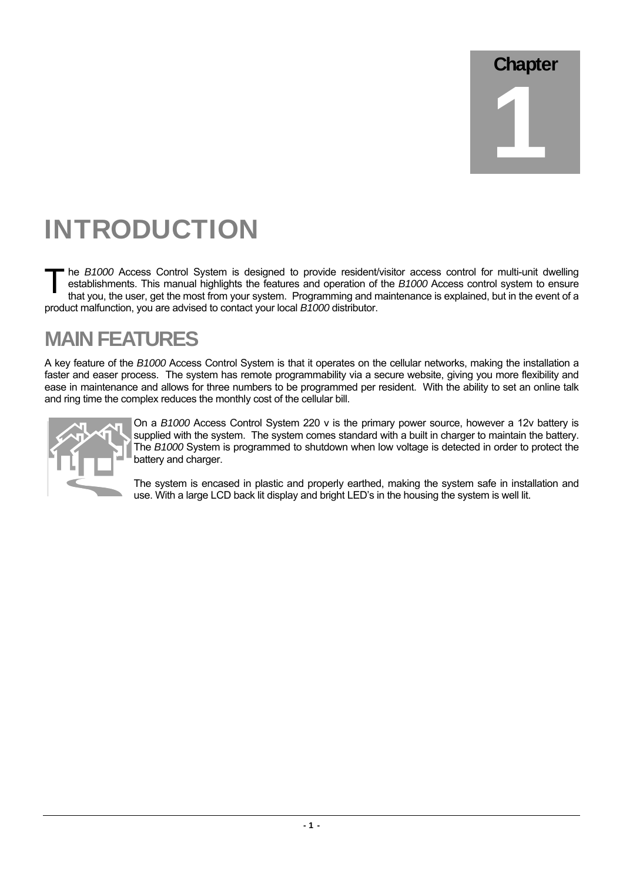Chapter

1

# INTRODUCTION

The *B1000* Access Control System is designed to provide resident/visitor access control for multi-unit dwelling establishments. This manual highlights the features and operation of the *B1000* Access control system to ensure that you, the user, get the most from your system. Programming and maintenance is explained, but in the event of a product malfunction, you are advised to contact your local *B1000* distributor.

## MAIN FEATURES

A key feature of the *B1000* Access Control System is that it operates on the cellular networks, making the installation a faster and easer process. The system has remote programmability via a secure website, giving you more flexibility and ease in maintenance and allows for three numbers to be programmed per resident. With the ability to set an online talk and ring time the complex reduces the monthly cost of the cellular bill.

On a *B1000* Access Control System 220 v is the primary power source, however a 12v battery is supplied with the system. The system comes standard with a built in charger to maintain the battery. The *B1000* System is programmed to shutdown when low voltage is detected in order to protect the battery and charger.

The system is encased in plastic and properly earthed, making the system safe in installation and use. With a large LCD back lit display and bright LED's in the housing the system is well lit.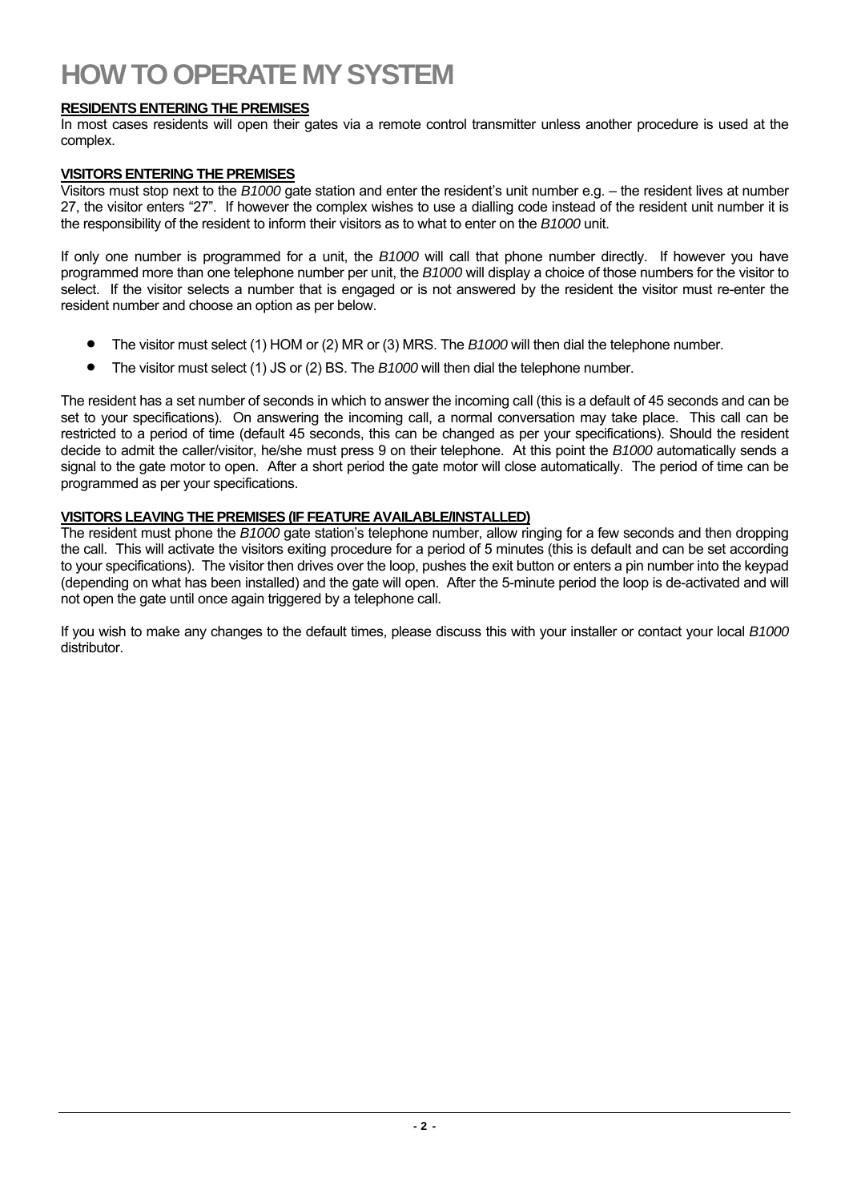# HOW TO OPERATE MY SYSTEM

**RESIDENTS ENTERING THE PREMISES**

In most cases residents will open their gates via a remote control transmitter unless another procedure is used at the complex.

**VISITORS ENTERING THE PREMISES**

Visitors must stop next to the *B1000* gate station and enter the resident's unit number e.g. – the resident lives at number 27, the visitor enters "27". If however the complex wishes to use a dialling code instead of the resident unit number it is the responsibility of the resident to inform their visitors as to what to enter on the *B1000* unit.

If only one number is programmed for a unit, the *B1000* will call that phone number directly. If however you have programmed more than one telephone number per unit, the *B1000* will display a choice of those numbers for the visitor to select. If the visitor selects a number that is engaged or is not answered by the resident the visitor must re-enter the resident number and choose an option as per below.

- The visitor must select (1) HOM or (2) MR or (3) MRS. The *B1000* will then dial the telephone number.
- The visitor must select (1) JS or (2) BS. The *B1000* will then dial the telephone number.

The resident has a set number of seconds in which to answer the incoming call (this is a default of 45 seconds and can be set to your specifications). On answering the incoming call, a normal conversation may take place. This call can be restricted to a period of time (default 45 seconds, this can be changed as per your specifications). Should the resident decide to admit the caller/visitor, he/she must press 9 on their telephone. At this point the *B1000* automatically sends a signal to the gate motor to open. After a short period the gate motor will close automatically. The period of time can be programmed as per your specifications.

**VISITORS LEAVING THE PREMISES (IF FEATURE AVAILABLE/INSTALLED)**

The resident must phone the *B1000* gate station's telephone number, allow ringing for a few seconds and then dropping the call. This will activate the visitors exiting procedure for a period of 5 minutes (this is default and can be set according to your specifications). The visitor then drives over the loop, pushes the exit button or enters a pin number into the keypad (depending on what has been installed) and the gate will open. After the 5-minute period the loop is de-activated and will not open the gate until once again triggered by a telephone call.

If you wish to make any changes to the default times, please discuss this with your installer or contact your local *B1000* distributor.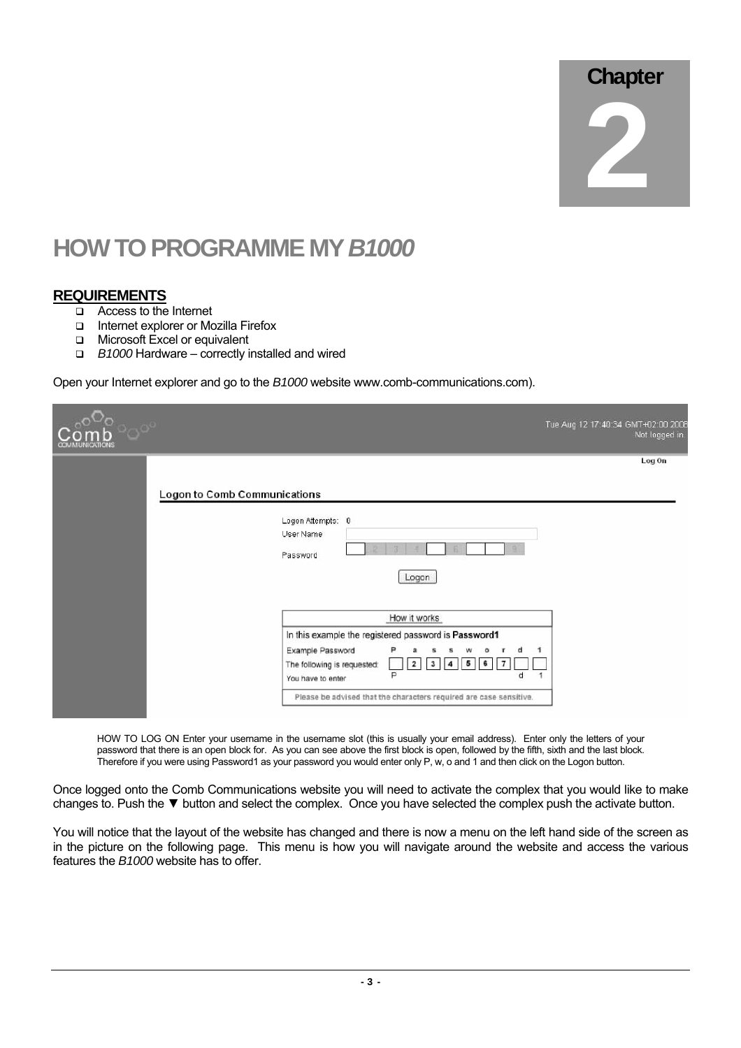Chapter

2

# HOW TO PROGRAMME MY *B1000*

## REQUIREMENTS

- Access to the Internet
- Internet explorer or Mozilla Firefox
- Microsoft Excel or equivalent
- *B1000* Hardware – correctly installed and wired

Open your Internet explorer and go to the *B1000* website www.comb-communications.com).

HOW TO LOG ON Enter your username in the username slot (this is usually your email address). Enter only the letters of your password that there is an open block for. As you can see above the first block is open, followed by the fifth, sixth and the last block. Therefore if you were using Password1 as your password you would enter only P, w, o and 1 and then click on the Logon button.

Once logged onto the Comb Communications website you will need to activate the complex that you would like to make changes to. Push the ▼ button and select the complex. Once you have selected the complex push the activate button.

You will notice that the layout of the website has changed and there is now a menu on the left hand side of the screen as in the picture on the following page. This menu is how you will navigate around the website and access the various features the *B1000* website has to offer.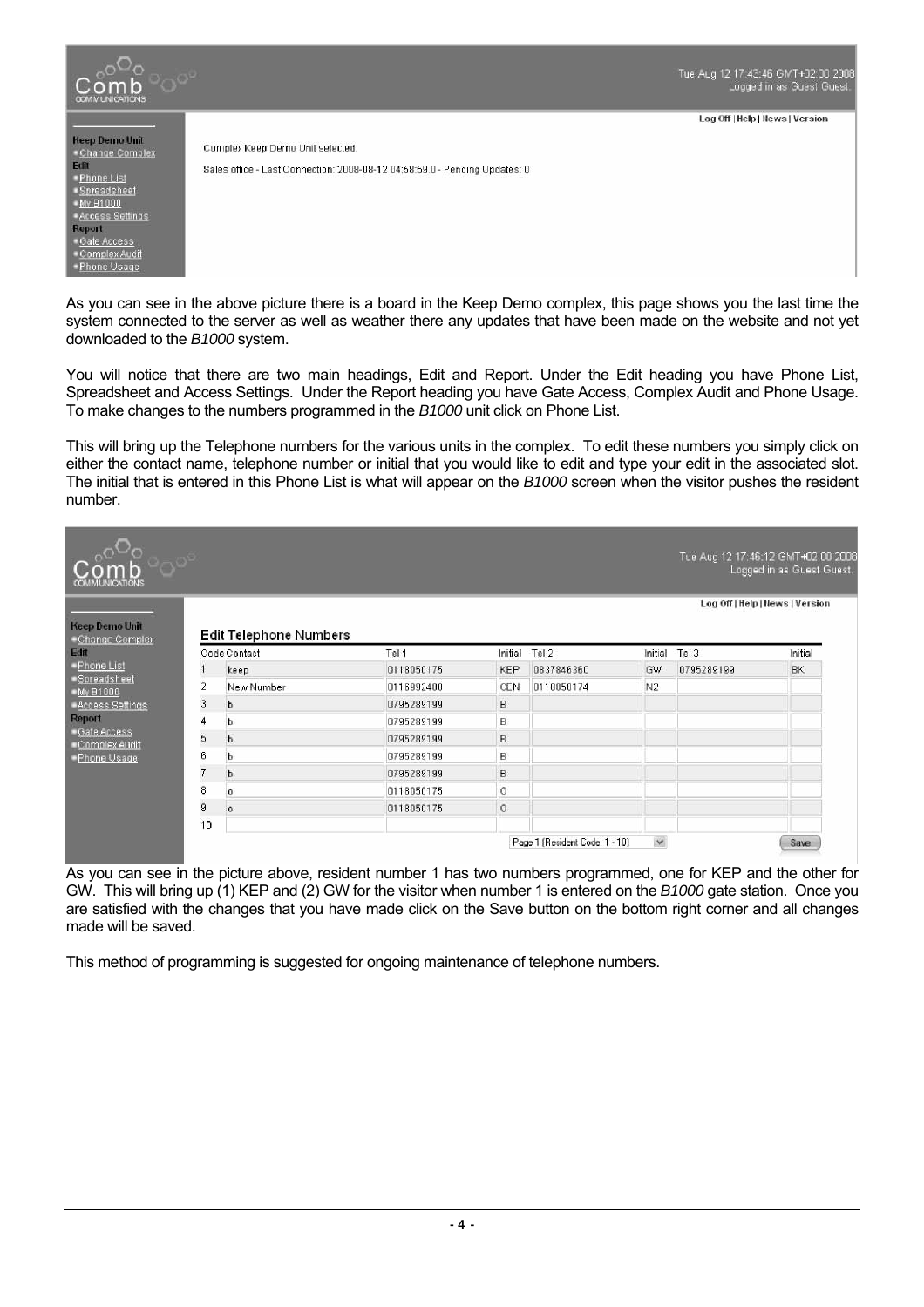As you can see in the above picture there is a board in the Keep Demo complex, this page shows you the last time the system connected to the server as well as weather there any updates that have been made on the website and not yet downloaded to the *B1000* system.

You will notice that there are two main headings, Edit and Report. Under the Edit heading you have Phone List, Spreadsheet and Access Settings. Under the Report heading you have Gate Access, Complex Audit and Phone Usage. To make changes to the numbers programmed in the *B1000* unit click on Phone List.

This will bring up the Telephone numbers for the various units in the complex. To edit these numbers you simply click on either the contact name, telephone number or initial that you would like to edit and type your edit in the associated slot. The initial that is entered in this Phone List is what will appear on the *B1000* screen when the visitor pushes the resident number.

As you can see in the picture above, resident number 1 has two numbers programmed, one for KEP and the other for GW. This will bring up (1) KEP and (2) GW for the visitor when number 1 is entered on the *B1000* gate station. Once you are satisfied with the changes that you have made click on the Save button on the bottom right corner and all changes made will be saved.

This method of programming is suggested for ongoing maintenance of telephone numbers.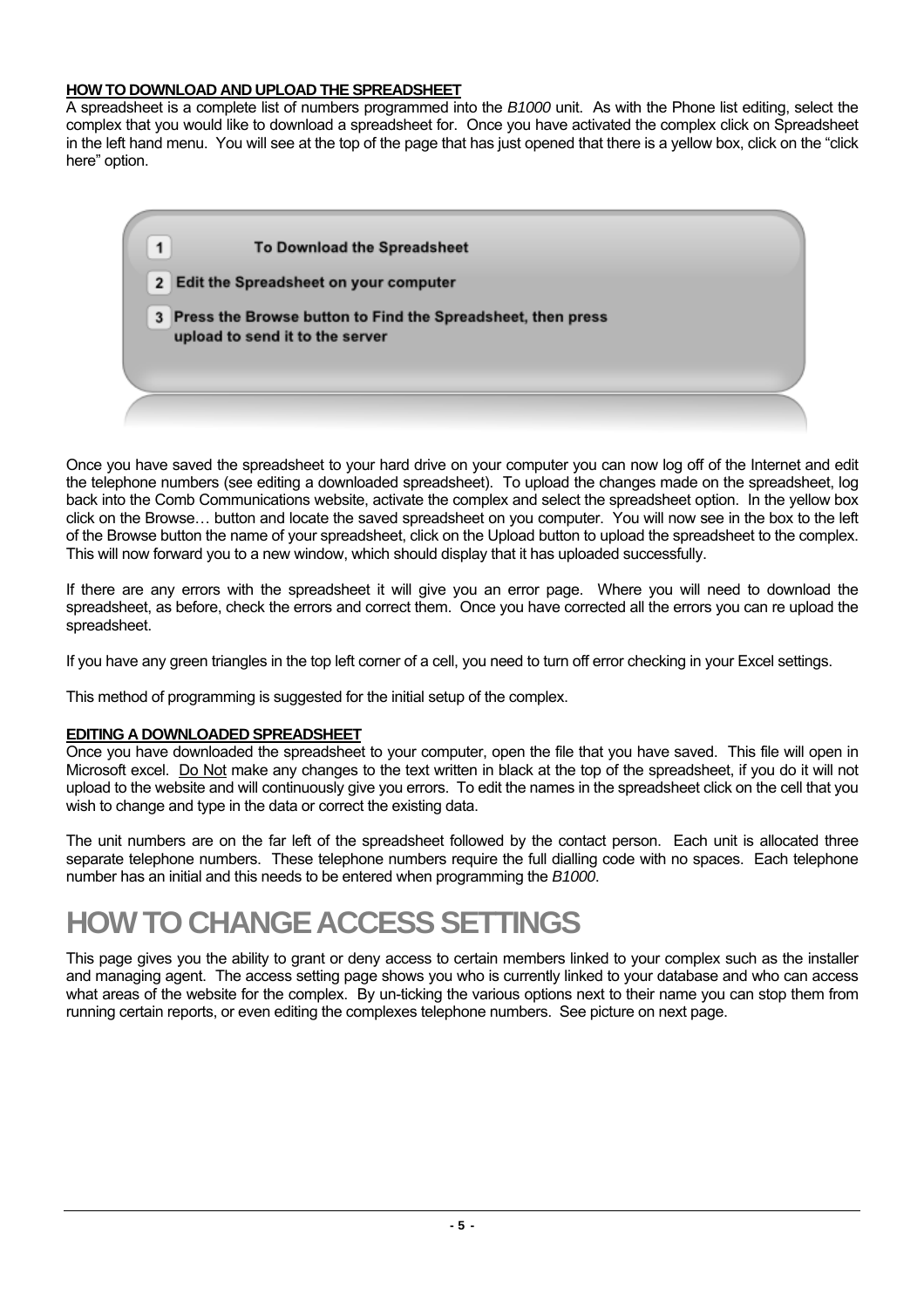**HOW TO DOWNLOAD AND UPLOAD THE SPREADSHEET**

A spreadsheet is a complete list of numbers programmed into the *B1000* unit. As with the Phone list editing, select the complex that you would like to download a spreadsheet for. Once you have activated the complex click on Spreadsheet in the left hand menu. You will see at the top of the page that has just opened that there is a yellow box, click on the "click here" option.

1. To Download the Spreadsheet
2. Edit the Spreadsheet on your computer
3. Press the Browse button to Find the Spreadsheet, then press upload to send it to the server

Once you have saved the spreadsheet to your hard drive on your computer you can now log off of the Internet and edit the telephone numbers (see editing a downloaded spreadsheet). To upload the changes made on the spreadsheet, log back into the Comb Communications website, activate the complex and select the spreadsheet option. In the yellow box click on the Browse… button and locate the saved spreadsheet on you computer. You will now see in the box to the left of the Browse button the name of your spreadsheet, click on the Upload button to upload the spreadsheet to the complex. This will now forward you to a new window, which should display that it has uploaded successfully.

If there are any errors with the spreadsheet it will give you an error page. Where you will need to download the spreadsheet, as before, check the errors and correct them. Once you have corrected all the errors you can re upload the spreadsheet.

If you have any green triangles in the top left corner of a cell, you need to turn off error checking in your Excel settings.

This method of programming is suggested for the initial setup of the complex.

**EDITING A DOWNLOADED SPREADSHEET**

Once you have downloaded the spreadsheet to your computer, open the file that you have saved. This file will open in Microsoft excel. Do Not make any changes to the text written in black at the top of the spreadsheet, if you do it will not upload to the website and will continuously give you errors. To edit the names in the spreadsheet click on the cell that you wish to change and type in the data or correct the existing data.

The unit numbers are on the far left of the spreadsheet followed by the contact person. Each unit is allocated three separate telephone numbers. These telephone numbers require the full dialling code with no spaces. Each telephone number has an initial and this needs to be entered when programming the *B1000*.

# HOW TO CHANGE ACCESS SETTINGS

This page gives you the ability to grant or deny access to certain members linked to your complex such as the installer and managing agent. The access setting page shows you who is currently linked to your database and who can access what areas of the website for the complex. By un-ticking the various options next to their name you can stop them from running certain reports, or even editing the complexes telephone numbers. See picture on next page.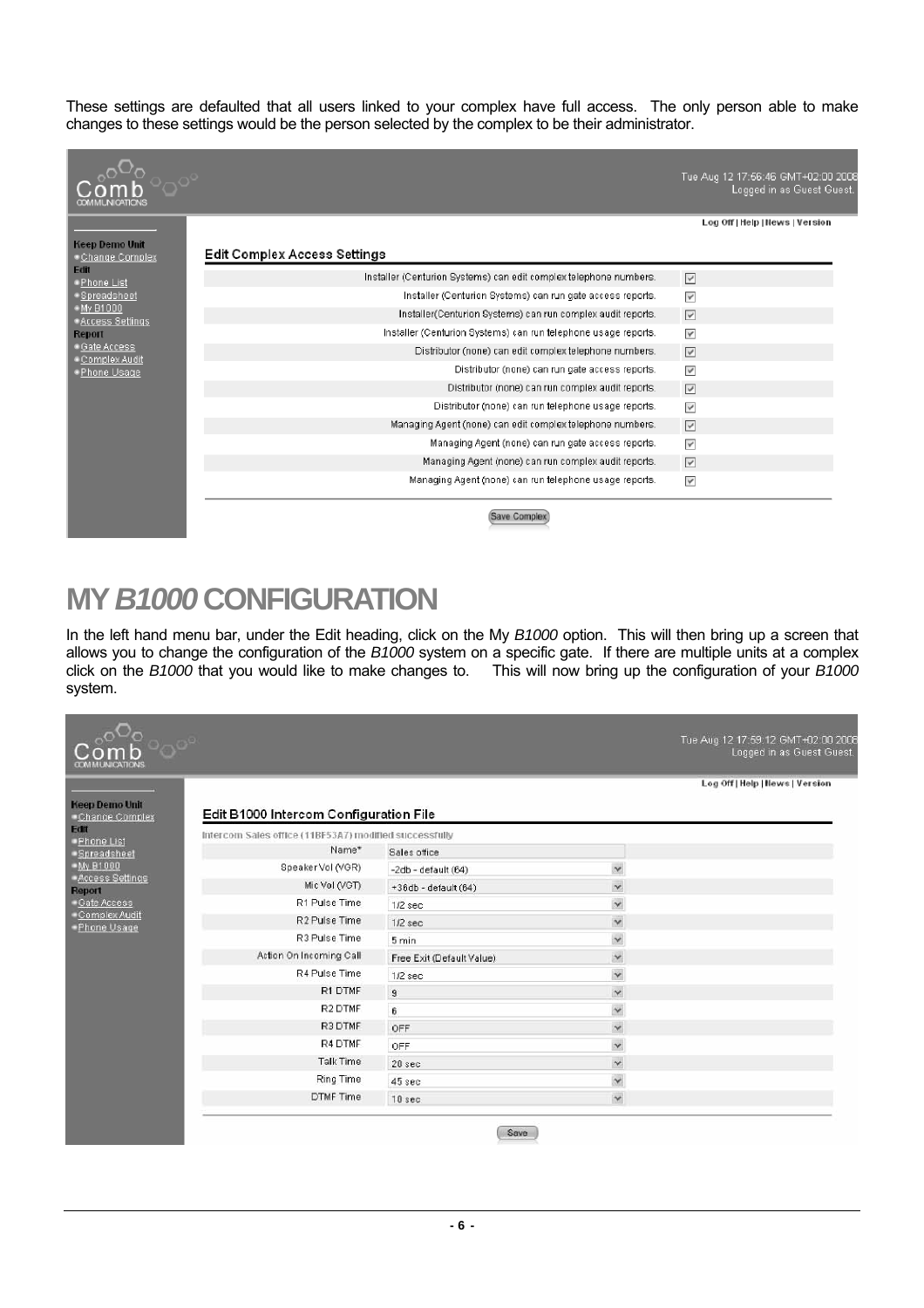These settings are defaulted that all users linked to your complex have full access. The only person able to make changes to these settings would be the person selected by the complex to be their administrator.

# MY *B1000* CONFIGURATION

In the left hand menu bar, under the Edit heading, click on the My *B1000* option. This will then bring up a screen that allows you to change the configuration of the *B1000* system on a specific gate. If there are multiple units at a complex click on the *B1000* that you would like to make changes to. This will now bring up the configuration of your *B1000* system.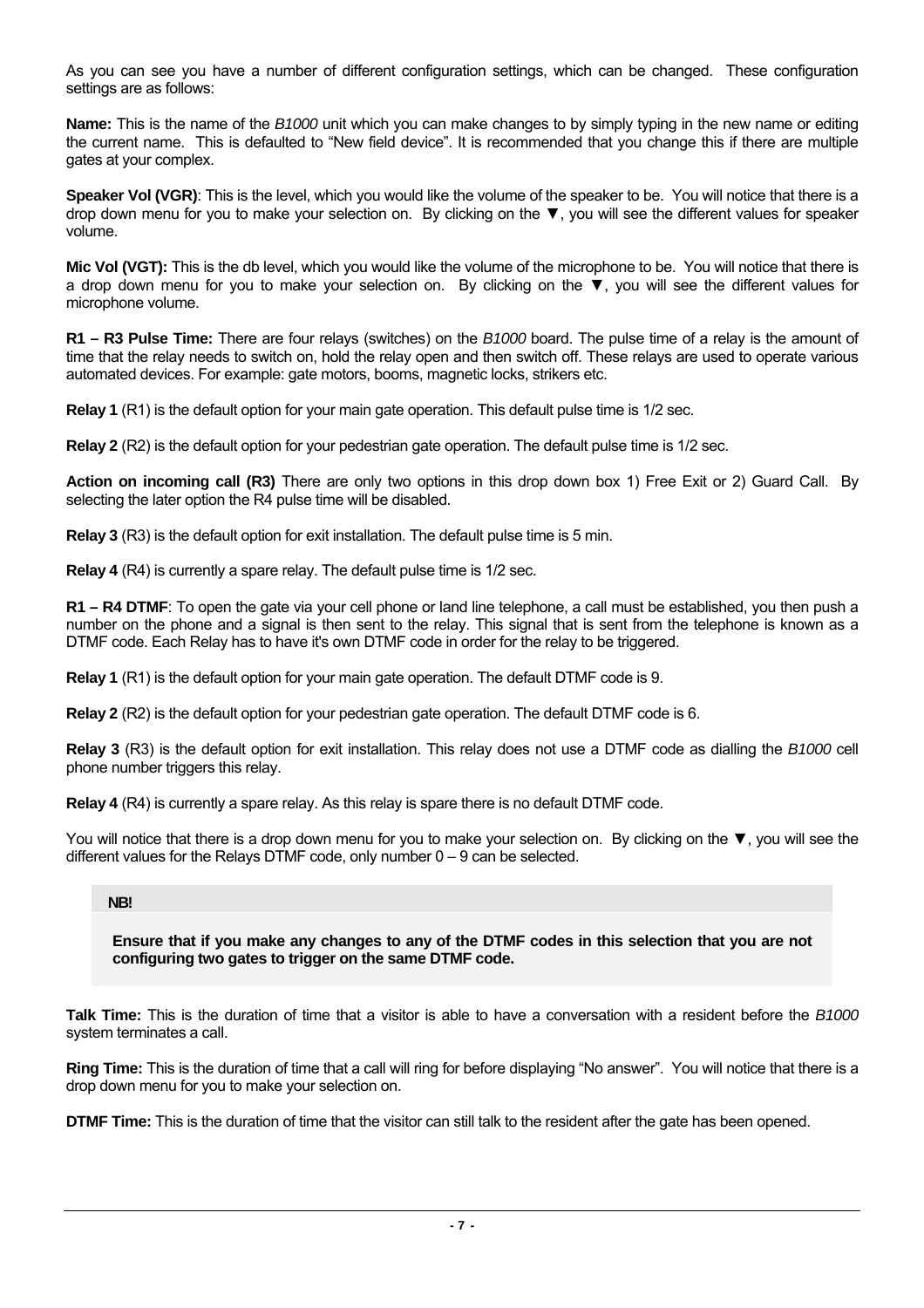As you can see you have a number of different configuration settings, which can be changed. These configuration settings are as follows:

**Name:** This is the name of the *B1000* unit which you can make changes to by simply typing in the new name or editing the current name. This is defaulted to “New field device”. It is recommended that you change this if there are multiple gates at your complex.

**Speaker Vol (VGR)**: This is the level, which you would like the volume of the speaker to be. You will notice that there is a drop down menu for you to make your selection on. By clicking on the ▼, you will see the different values for speaker volume.

**Mic Vol (VGT):** This is the db level, which you would like the volume of the microphone to be. You will notice that there is a drop down menu for you to make your selection on. By clicking on the ▼, you will see the different values for microphone volume.

**R1 – R3 Pulse Time:** There are four relays (switches) on the *B1000* board. The pulse time of a relay is the amount of time that the relay needs to switch on, hold the relay open and then switch off. These relays are used to operate various automated devices. For example: gate motors, booms, magnetic locks, strikers etc.

**Relay 1** (R1) is the default option for your main gate operation. This default pulse time is 1/2 sec.

**Relay 2** (R2) is the default option for your pedestrian gate operation. The default pulse time is 1/2 sec.

**Action on incoming call (R3)** There are only two options in this drop down box 1) Free Exit or 2) Guard Call. By selecting the later option the R4 pulse time will be disabled.

**Relay 3** (R3) is the default option for exit installation. The default pulse time is 5 min.

**Relay 4** (R4) is currently a spare relay. The default pulse time is 1/2 sec.

**R1 – R4 DTMF**: To open the gate via your cell phone or land line telephone, a call must be established, you then push a number on the phone and a signal is then sent to the relay. This signal that is sent from the telephone is known as a DTMF code. Each Relay has to have it's own DTMF code in order for the relay to be triggered.

**Relay 1** (R1) is the default option for your main gate operation. The default DTMF code is 9.

**Relay 2** (R2) is the default option for your pedestrian gate operation. The default DTMF code is 6.

**Relay 3** (R3) is the default option for exit installation. This relay does not use a DTMF code as dialling the *B1000* cell phone number triggers this relay.

**Relay 4** (R4) is currently a spare relay. As this relay is spare there is no default DTMF code.

You will notice that there is a drop down menu for you to make your selection on. By clicking on the ▼, you will see the different values for the Relays DTMF code, only number 0 – 9 can be selected.

> **NB!**
>
> **Ensure that if you make any changes to any of the DTMF codes in this selection that you are not configuring two gates to trigger on the same DTMF code.**

**Talk Time:** This is the duration of time that a visitor is able to have a conversation with a resident before the *B1000* system terminates a call.

**Ring Time:** This is the duration of time that a call will ring for before displaying “No answer”. You will notice that there is a drop down menu for you to make your selection on.

**DTMF Time:** This is the duration of time that the visitor can still talk to the resident after the gate has been opened.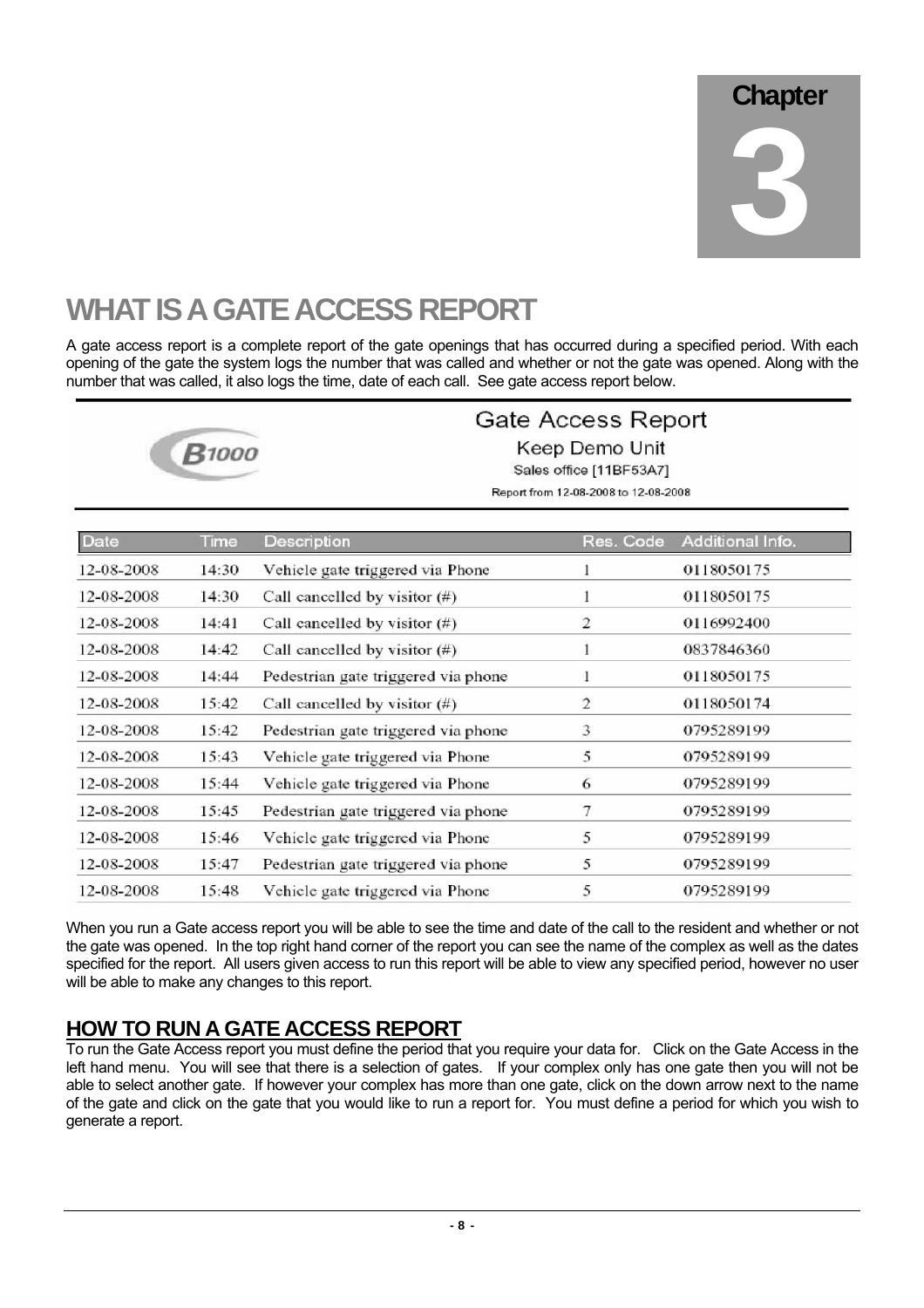Chapter

3

# WHAT IS A GATE ACCESS REPORT

A gate access report is a complete report of the gate openings that has occurred during a specified period. With each opening of the gate the system logs the number that was called and whether or not the gate was opened. Along with the number that was called, it also logs the time, date of each call. See gate access report below.

Gate Access Report

Keep Demo Unit

Sales office [11BF53A7]

Report from 12-08-2008 to 12-08-2008

| Date | Time | Description | Res. Code | Additional Info. |
|---|---|---|---|---|
| 12-08-2008 | 14:30 | Vehicle gate triggered via Phone | 1 | 0118050175 |
| 12-08-2008 | 14:30 | Call cancelled by visitor (#) | 1 | 0118050175 |
| 12-08-2008 | 14:41 | Call cancelled by visitor (#) | 2 | 0116992400 |
| 12-08-2008 | 14:42 | Call cancelled by visitor (#) | 1 | 0837846360 |
| 12-08-2008 | 14:44 | Pedestrian gate triggered via phone | 1 | 0118050175 |
| 12-08-2008 | 15:42 | Call cancelled by visitor (#) | 2 | 0118050174 |
| 12-08-2008 | 15:42 | Pedestrian gate triggered via phone | 3 | 0795289199 |
| 12-08-2008 | 15:43 | Vehicle gate triggered via Phone | 5 | 0795289199 |
| 12-08-2008 | 15:44 | Vehicle gate triggered via Phone | 6 | 0795289199 |
| 12-08-2008 | 15:45 | Pedestrian gate triggered via phone | 7 | 0795289199 |
| 12-08-2008 | 15:46 | Vehicle gate triggered via Phone | 5 | 0795289199 |
| 12-08-2008 | 15:47 | Pedestrian gate triggered via phone | 5 | 0795289199 |
| 12-08-2008 | 15:48 | Vehicle gate triggered via Phone | 5 | 0795289199 |

When you run a Gate access report you will be able to see the time and date of the call to the resident and whether or not the gate was opened. In the top right hand corner of the report you can see the name of the complex as well as the dates specified for the report. All users given access to run this report will be able to view any specified period, however no user will be able to make any changes to this report.

## HOW TO RUN A GATE ACCESS REPORT

To run the Gate Access report you must define the period that you require your data for. Click on the Gate Access in the left hand menu. You will see that there is a selection of gates. If your complex only has one gate then you will not be able to select another gate. If however your complex has more than one gate, click on the down arrow next to the name of the gate and click on the gate that you would like to run a report for. You must define a period for which you wish to generate a report.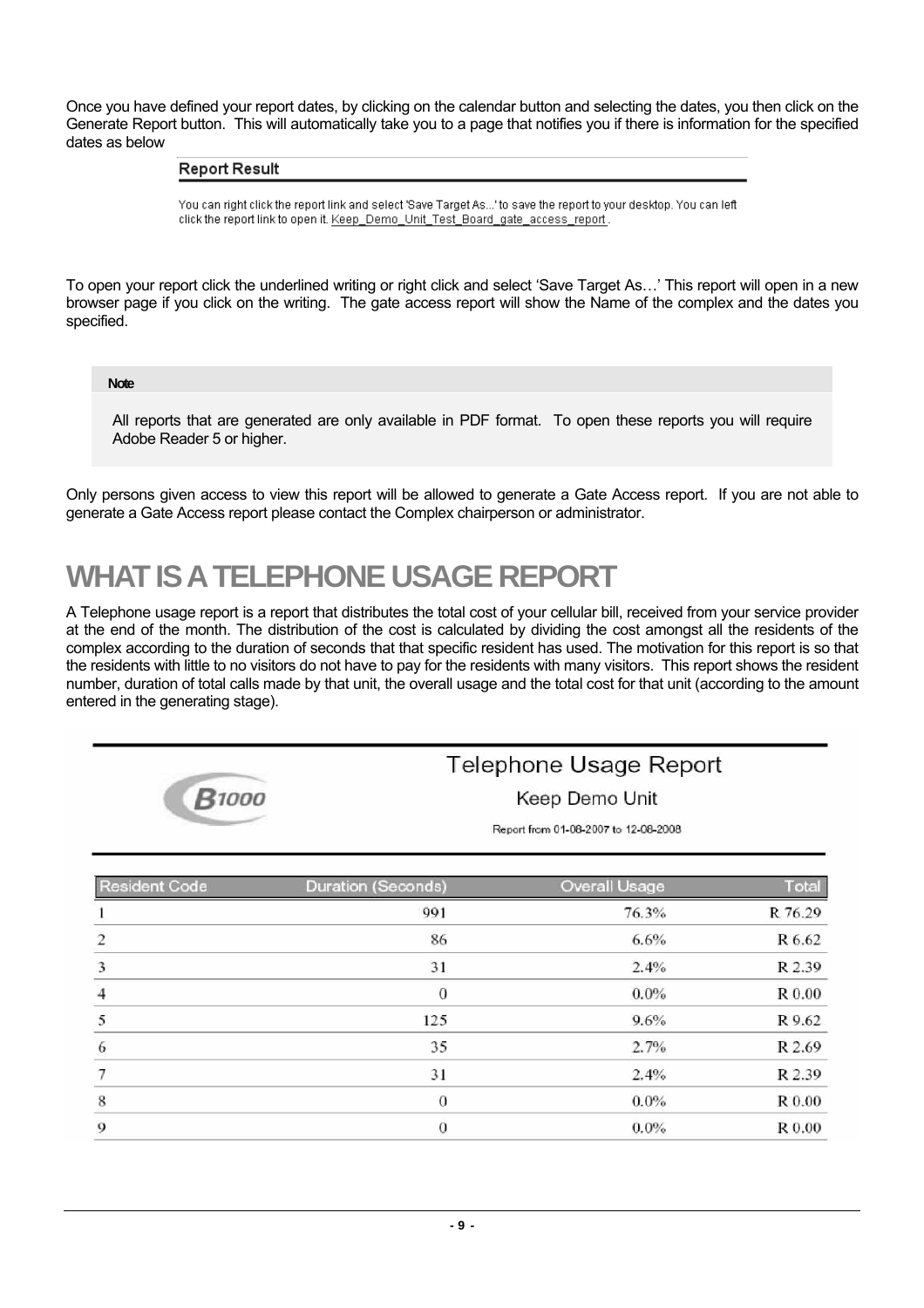Once you have defined your report dates, by clicking on the calendar button and selecting the dates, you then click on the Generate Report button. This will automatically take you to a page that notifies you if there is information for the specified dates as below

**Report Result**

You can right click the report link and select 'Save Target As...' to save the report to your desktop. You can left click the report link to open it. Keep_Demo_Unit_Test_Board_gate_access_report .

To open your report click the underlined writing or right click and select 'Save Target As…' This report will open in a new browser page if you click on the writing. The gate access report will show the Name of the complex and the dates you specified.

> **Note**
>
> All reports that are generated are only available in PDF format. To open these reports you will require Adobe Reader 5 or higher.

Only persons given access to view this report will be allowed to generate a Gate Access report. If you are not able to generate a Gate Access report please contact the Complex chairperson or administrator.

# WHAT IS A TELEPHONE USAGE REPORT

A Telephone usage report is a report that distributes the total cost of your cellular bill, received from your service provider at the end of the month. The distribution of the cost is calculated by dividing the cost amongst all the residents of the complex according to the duration of seconds that that specific resident has used. The motivation for this report is so that the residents with little to no visitors do not have to pay for the residents with many visitors. This report shows the resident number, duration of total calls made by that unit, the overall usage and the total cost for that unit (according to the amount entered in the generating stage).

B1000

**Telephone Usage Report**

Keep Demo Unit

Report from 01-08-2007 to 12-08-2008

| Resident Code | Duration (Seconds) | Overall Usage | Total |
|---|---|---|---|
| 1 | 991 | 76.3% | R 76.29 |
| 2 | 86 | 6.6% | R 6.62 |
| 3 | 31 | 2.4% | R 2.39 |
| 4 | 0 | 0.0% | R 0.00 |
| 5 | 125 | 9.6% | R 9.62 |
| 6 | 35 | 2.7% | R 2.69 |
| 7 | 31 | 2.4% | R 2.39 |
| 8 | 0 | 0.0% | R 0.00 |
| 9 | 0 | 0.0% | R 0.00 |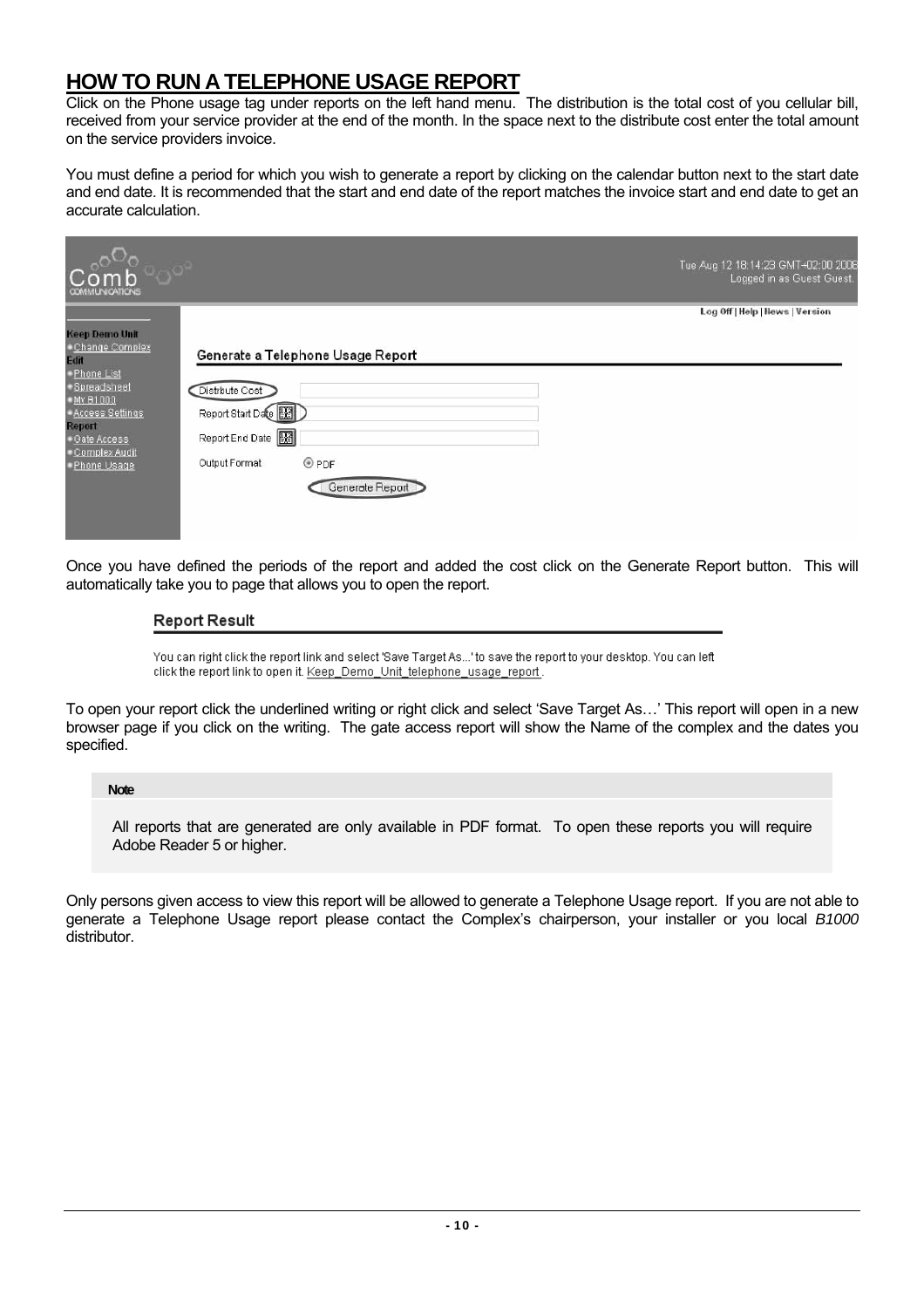# HOW TO RUN A TELEPHONE USAGE REPORT

Click on the Phone usage tag under reports on the left hand menu. The distribution is the total cost of you cellular bill, received from your service provider at the end of the month. In the space next to the distribute cost enter the total amount on the service providers invoice.

You must define a period for which you wish to generate a report by clicking on the calendar button next to the start date and end date. It is recommended that the start and end date of the report matches the invoice start and end date to get an accurate calculation.

Once you have defined the periods of the report and added the cost click on the Generate Report button. This will automatically take you to page that allows you to open the report.

To open your report click the underlined writing or right click and select 'Save Target As…' This report will open in a new browser page if you click on the writing. The gate access report will show the Name of the complex and the dates you specified.

> **Note**
>
> All reports that are generated are only available in PDF format. To open these reports you will require Adobe Reader 5 or higher.

Only persons given access to view this report will be allowed to generate a Telephone Usage report. If you are not able to generate a Telephone Usage report please contact the Complex's chairperson, your installer or you local *B1000* distributor.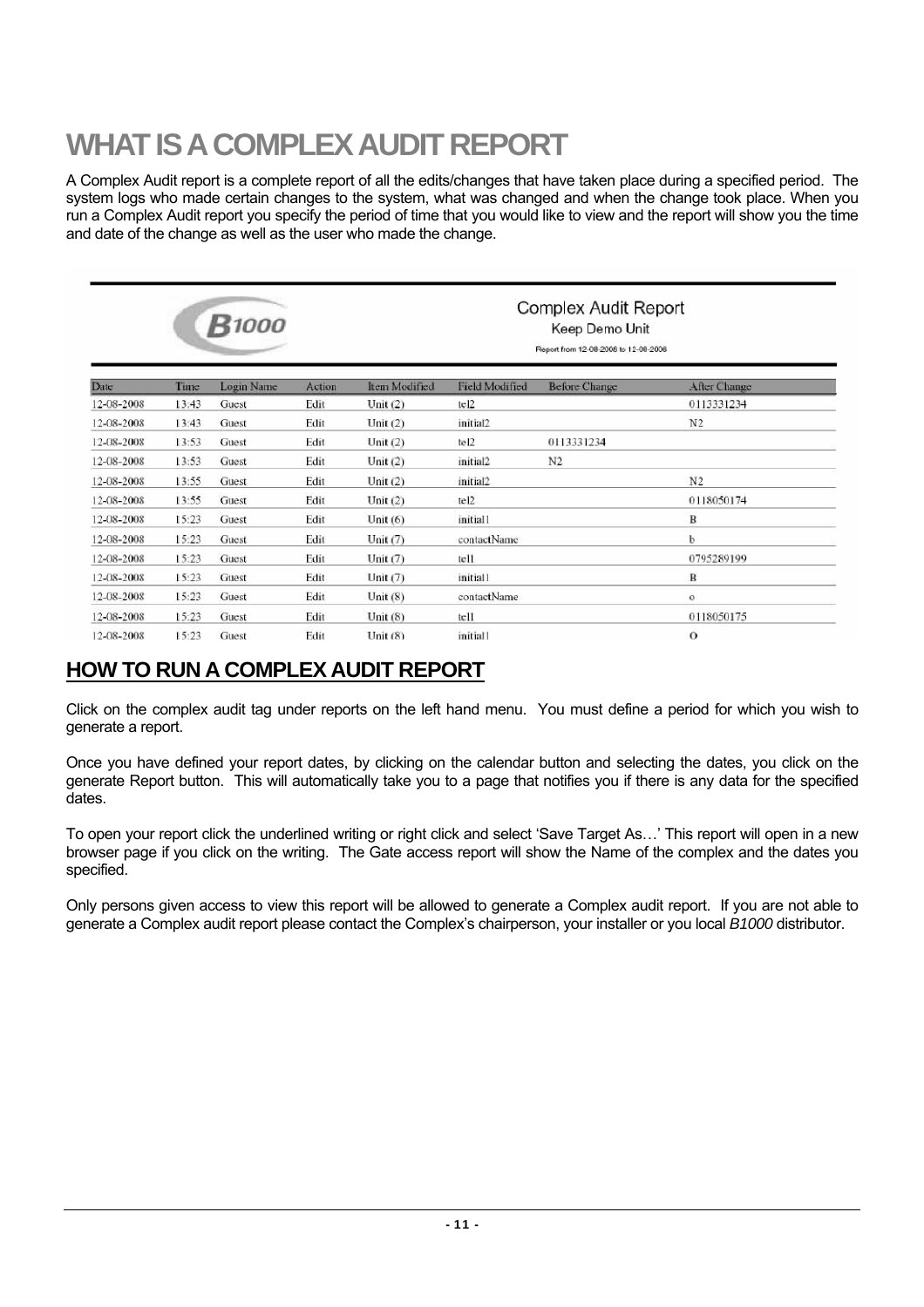# WHAT IS A COMPLEX AUDIT REPORT

A Complex Audit report is a complete report of all the edits/changes that have taken place during a specified period. The system logs who made certain changes to the system, what was changed and when the change took place. When you run a Complex Audit report you specify the period of time that you would like to view and the report will show you the time and date of the change as well as the user who made the change.

B1000

Complex Audit Report
Keep Demo Unit
Report from 12-08-2008 to 12-08-2008

| Date | Time | Login Name | Action | Item Modified | Field Modified | Before Change | After Change |
|---|---|---|---|---|---|---|---|
| 12-08-2008 | 13:43 | Guest | Edit | Unit (2) | tel2 | | 0113331234 |
| 12-08-2008 | 13:43 | Guest | Edit | Unit (2) | initial2 | | N2 |
| 12-08-2008 | 13:53 | Guest | Edit | Unit (2) | tel2 | 0113331234 | |
| 12-08-2008 | 13:53 | Guest | Edit | Unit (2) | initial2 | N2 | |
| 12-08-2008 | 13:55 | Guest | Edit | Unit (2) | initial2 | | N2 |
| 12-08-2008 | 13:55 | Guest | Edit | Unit (2) | tel2 | | 0118050174 |
| 12-08-2008 | 15:23 | Guest | Edit | Unit (6) | initial1 | | B |
| 12-08-2008 | 15:23 | Guest | Edit | Unit (7) | contactName | | b |
| 12-08-2008 | 15:23 | Guest | Edit | Unit (7) | tel1 | | 0795289199 |
| 12-08-2008 | 15:23 | Guest | Edit | Unit (7) | initial1 | | B |
| 12-08-2008 | 15:23 | Guest | Edit | Unit (8) | contactName | | o |
| 12-08-2008 | 15:23 | Guest | Edit | Unit (8) | tel1 | | 0118050175 |
| 12-08-2008 | 15:23 | Guest | Edit | Unit (8) | initial1 | | O |

## HOW TO RUN A COMPLEX AUDIT REPORT

Click on the complex audit tag under reports on the left hand menu. You must define a period for which you wish to generate a report.

Once you have defined your report dates, by clicking on the calendar button and selecting the dates, you click on the generate Report button. This will automatically take you to a page that notifies you if there is any data for the specified dates.

To open your report click the underlined writing or right click and select 'Save Target As…' This report will open in a new browser page if you click on the writing. The Gate access report will show the Name of the complex and the dates you specified.

Only persons given access to view this report will be allowed to generate a Complex audit report. If you are not able to generate a Complex audit report please contact the Complex's chairperson, your installer or you local *B1000* distributor.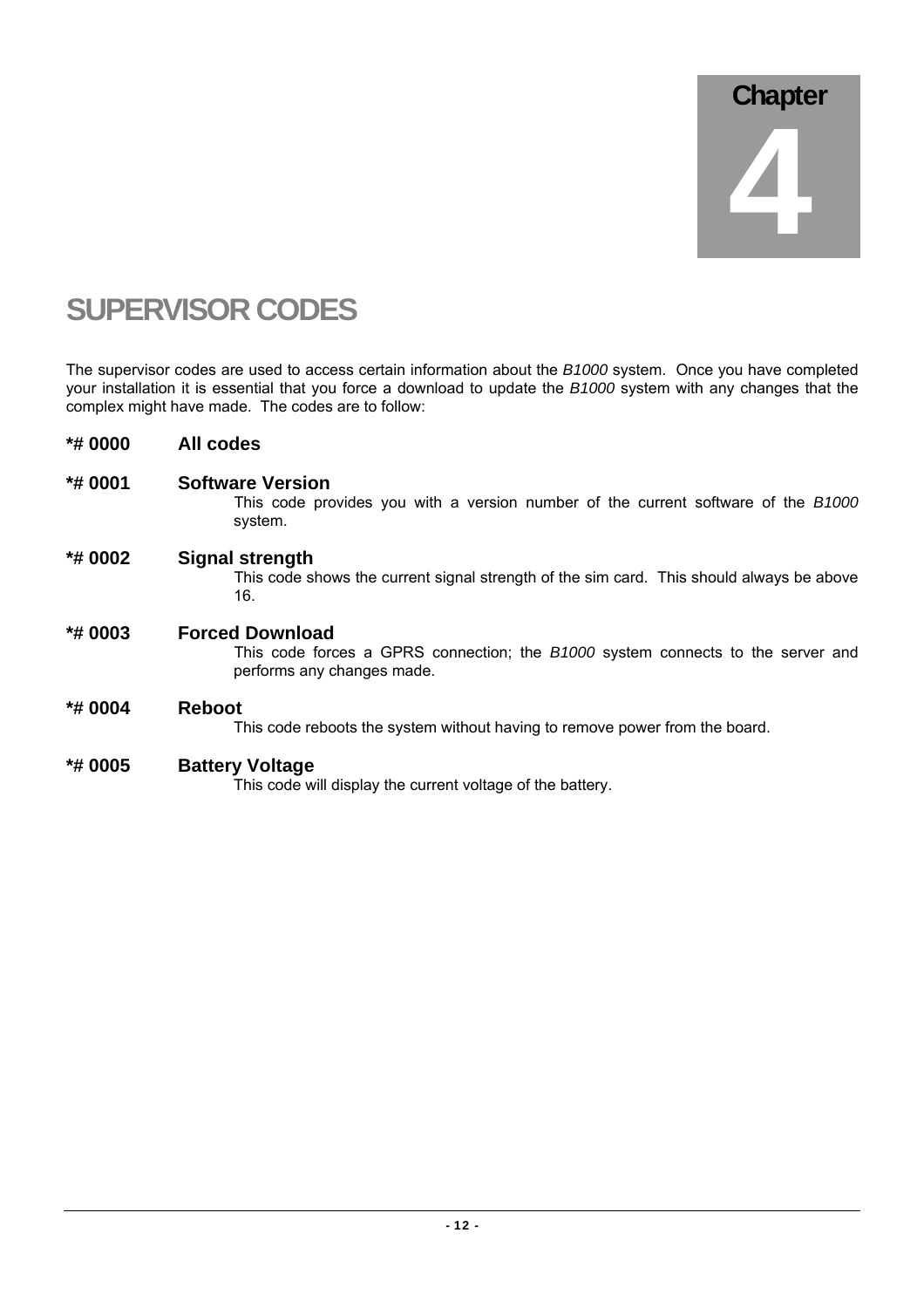Chapter

# 4

# SUPERVISOR CODES

The supervisor codes are used to access certain information about the *B1000* system. Once you have completed your installation it is essential that you force a download to update the *B1000* system with any changes that the complex might have made. The codes are to follow:

**\*# 0000 All codes**

**\*# 0001 Software Version**

This code provides you with a version number of the current software of the *B1000* system.

**\*# 0002 Signal strength**

This code shows the current signal strength of the sim card. This should always be above 16.

**\*# 0003 Forced Download**

This code forces a GPRS connection; the *B1000* system connects to the server and performs any changes made.

**\*# 0004 Reboot**

This code reboots the system without having to remove power from the board.

**\*# 0005 Battery Voltage**

This code will display the current voltage of the battery.